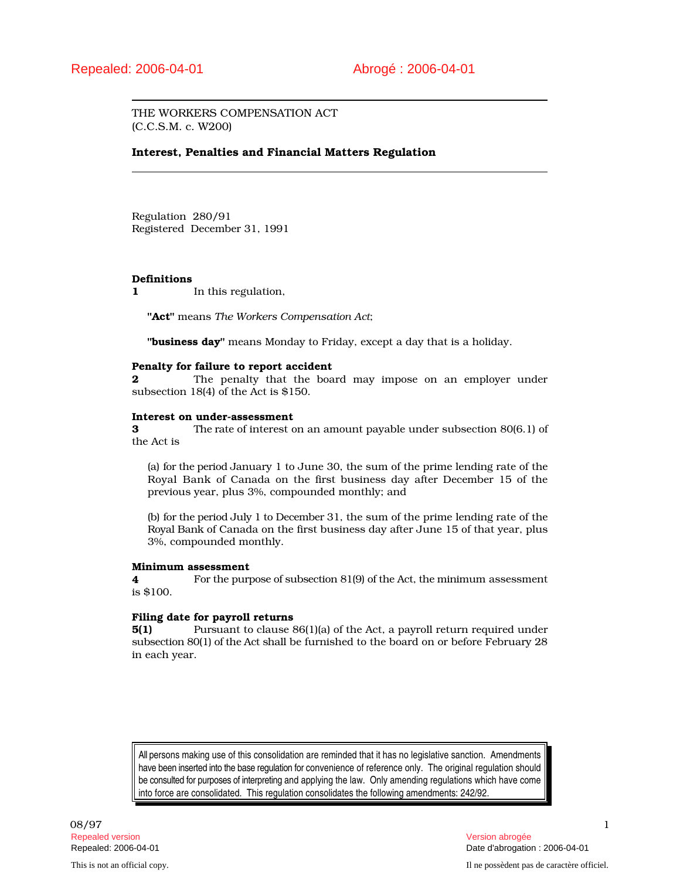Repealed: 2006-04-01 Abrogé : 2006-04-01

THE WORKERS COMPENSATION ACT
(C.C.S.M. c. W200)

**Interest, Penalties and Financial Matters Regulation**

Regulation 280/91
Registered December 31, 1991

**Definitions**
**1** In this regulation,

**"Act"** means *The Workers Compensation Act*;

**"business day"** means Monday to Friday, except a day that is a holiday.

**Penalty for failure to report accident**
**2** The penalty that the board may impose on an employer under subsection 18(4) of the Act is $150.

**Interest on under-assessment**
**3** The rate of interest on an amount payable under subsection 80(6.1) of the Act is

(a) for the period January 1 to June 30, the sum of the prime lending rate of the Royal Bank of Canada on the first business day after December 15 of the previous year, plus 3%, compounded monthly; and

(b) for the period July 1 to December 31, the sum of the prime lending rate of the Royal Bank of Canada on the first business day after June 15 of that year, plus 3%, compounded monthly.

**Minimum assessment**
**4** For the purpose of subsection 81(9) of the Act, the minimum assessment is $100.

**Filing date for payroll returns**
**5(1)** Pursuant to clause 86(1)(a) of the Act, a payroll return required under subsection 80(1) of the Act shall be furnished to the board on or before February 28 in each year.

All persons making use of this consolidation are reminded that it has no legislative sanction. Amendments have been inserted into the base regulation for convenience of reference only. The original regulation should be consulted for purposes of interpreting and applying the law. Only amending regulations which have come into force are consolidated. This regulation consolidates the following amendments: 242/92.

08/97

Repealed version — Version abrogée
Repealed: 2006-04-01 — Date d'abrogation : 2006-04-01

This is not an official copy. — Il ne possèdent pas de caractère officiel.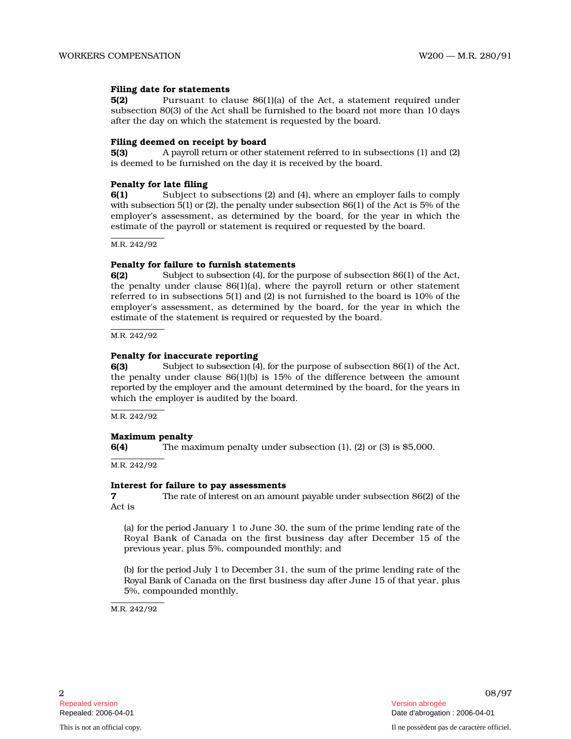**Filing date for statements**

**5(2)** Pursuant to clause 86(1)(a) of the Act, a statement required under subsection 80(3) of the Act shall be furnished to the board not more than 10 days after the day on which the statement is requested by the board.

**Filing deemed on receipt by board**

**5(3)** A payroll return or other statement referred to in subsections (1) and (2) is deemed to be furnished on the day it is received by the board.

**Penalty for late filing**

**6(1)** Subject to subsections (2) and (4), where an employer fails to comply with subsection 5(1) or (2), the penalty under subsection 86(1) of the Act is 5% of the employer's assessment, as determined by the board, for the year in which the estimate of the payroll or statement is required or requested by the board.

M.R. 242/92

**Penalty for failure to furnish statements**

**6(2)** Subject to subsection (4), for the purpose of subsection 86(1) of the Act, the penalty under clause 86(1)(a), where the payroll return or other statement referred to in subsections 5(1) and (2) is not furnished to the board is 10% of the employer's assessment, as determined by the board, for the year in which the estimate of the statement is required or requested by the board.

M.R. 242/92

**Penalty for inaccurate reporting**

**6(3)** Subject to subsection (4), for the purpose of subsection 86(1) of the Act, the penalty under clause 86(1)(b) is 15% of the difference between the amount reported by the employer and the amount determined by the board, for the years in which the employer is audited by the board.

M.R. 242/92

**Maximum penalty**

**6(4)** The maximum penalty under subsection (1), (2) or (3) is $5,000.

M.R. 242/92

**Interest for failure to pay assessments**

**7** The rate of interest on an amount payable under subsection 86(2) of the Act is

(a) for the period January 1 to June 30, the sum of the prime lending rate of the Royal Bank of Canada on the first business day after December 15 of the previous year, plus 5%, compounded monthly; and

(b) for the period July 1 to December 31, the sum of the prime lending rate of the Royal Bank of Canada on the first business day after June 15 of that year, plus 5%, compounded monthly.

M.R. 242/92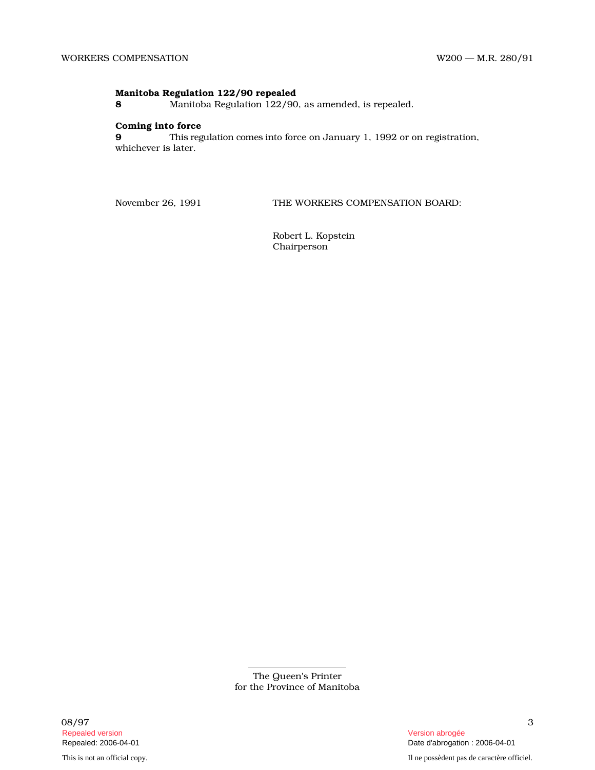**Manitoba Regulation 122/90 repealed**

**8** Manitoba Regulation 122/90, as amended, is repealed.

**Coming into force**

**9** This regulation comes into force on January 1, 1992 or on registration, whichever is later.

November 26, 1991

THE WORKERS COMPENSATION BOARD:

Robert L. Kopstein
Chairperson

The Queen's Printer
for the Province of Manitoba